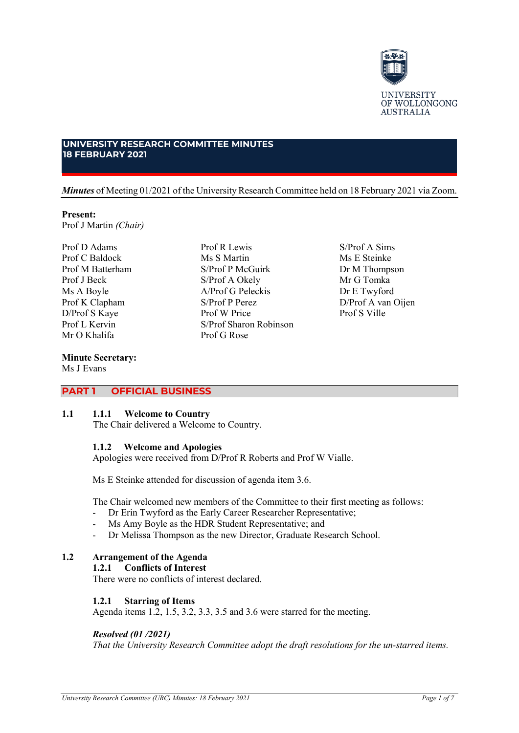UNIVERSITY OF WOLLONGONG AUSTRALIA

# UNIVERSITY RESEARCH COMMITTEE MINUTES
# 18 FEBRUARY 2021

***Minutes*** of Meeting 01/2021 of the University Research Committee held on 18 February 2021 via Zoom.

**Present:**
Prof J Martin *(Chair)*

Prof D Adams
Prof C Baldock
Prof M Batterham
Prof J Beck
Ms A Boyle
Prof K Clapham
D/Prof S Kaye
Prof L Kervin
Mr O Khalifa
Prof R Lewis
Ms S Martin
S/Prof P McGuirk
S/Prof A Okely
A/Prof G Peleckis
S/Prof P Perez
Prof W Price
S/Prof Sharon Robinson
Prof G Rose
S/Prof A Sims
Ms E Steinke
Dr M Thompson
Mr G Tomka
Dr E Twyford
D/Prof A van Oijen
Prof S Ville

**Minute Secretary:**
Ms J Evans

## PART 1 OFFICIAL BUSINESS

**1.1 1.1.1 Welcome to Country**

The Chair delivered a Welcome to Country.

**1.1.2 Welcome and Apologies**

Apologies were received from D/Prof R Roberts and Prof W Vialle.

Ms E Steinke attended for discussion of agenda item 3.6.

The Chair welcomed new members of the Committee to their first meeting as follows:

- Dr Erin Twyford as the Early Career Researcher Representative;
- Ms Amy Boyle as the HDR Student Representative; and
- Dr Melissa Thompson as the new Director, Graduate Research School.

**1.2 Arrangement of the Agenda**

**1.2.1 Conflicts of Interest**

There were no conflicts of interest declared.

**1.2.1 Starring of Items**

Agenda items 1.2, 1.5, 3.2, 3.3, 3.5 and 3.6 were starred for the meeting.

***Resolved (01 /2021)***

*That the University Research Committee adopt the draft resolutions for the un-starred items.*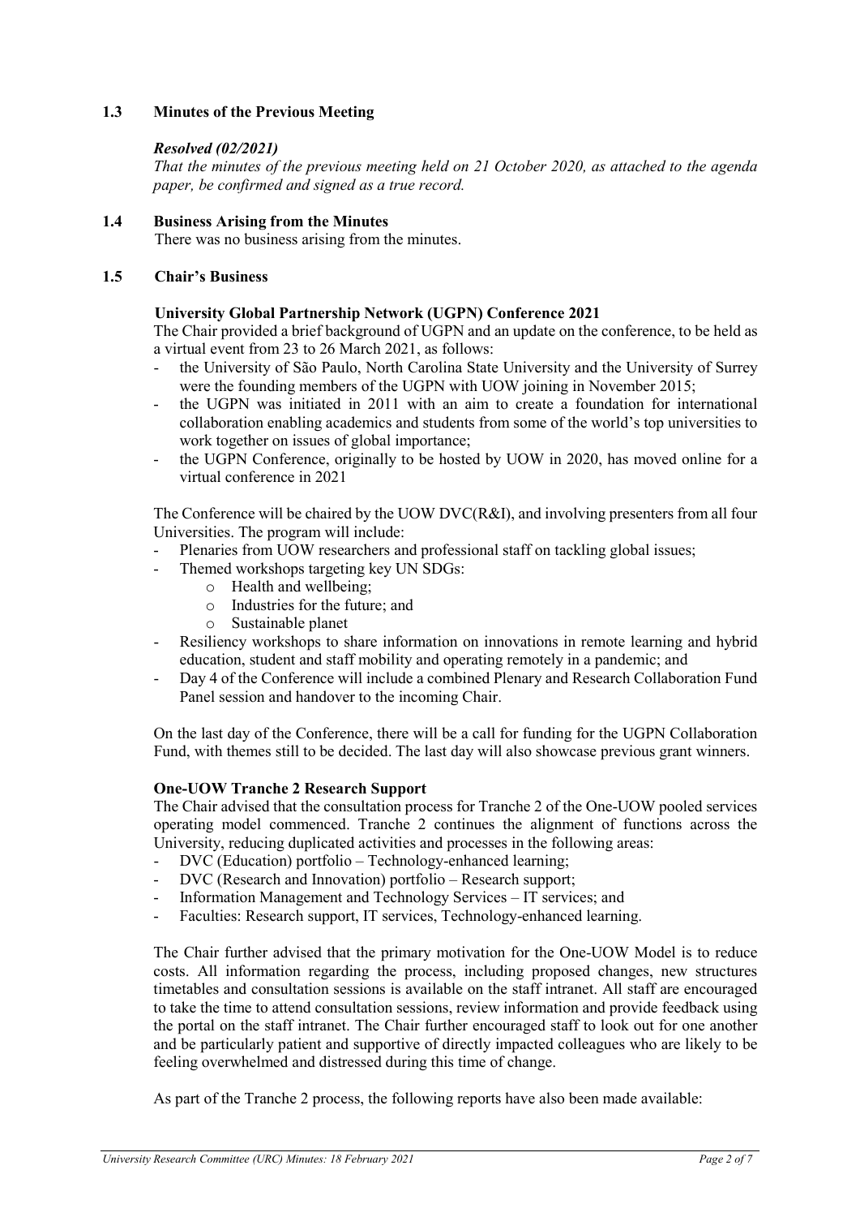## 1.3 Minutes of the Previous Meeting

***Resolved (02/2021)***

*That the minutes of the previous meeting held on 21 October 2020, as attached to the agenda paper, be confirmed and signed as a true record.*

## 1.4 Business Arising from the Minutes

There was no business arising from the minutes.

## 1.5 Chair's Business

**University Global Partnership Network (UGPN) Conference 2021**

The Chair provided a brief background of UGPN and an update on the conference, to be held as a virtual event from 23 to 26 March 2021, as follows:

- the University of São Paulo, North Carolina State University and the University of Surrey were the founding members of the UGPN with UOW joining in November 2015;
- the UGPN was initiated in 2011 with an aim to create a foundation for international collaboration enabling academics and students from some of the world's top universities to work together on issues of global importance;
- the UGPN Conference, originally to be hosted by UOW in 2020, has moved online for a virtual conference in 2021

The Conference will be chaired by the UOW DVC(R&I), and involving presenters from all four Universities. The program will include:

- Plenaries from UOW researchers and professional staff on tackling global issues;
- Themed workshops targeting key UN SDGs:
  - Health and wellbeing;
  - Industries for the future; and
  - Sustainable planet
- Resiliency workshops to share information on innovations in remote learning and hybrid education, student and staff mobility and operating remotely in a pandemic; and
- Day 4 of the Conference will include a combined Plenary and Research Collaboration Fund Panel session and handover to the incoming Chair.

On the last day of the Conference, there will be a call for funding for the UGPN Collaboration Fund, with themes still to be decided. The last day will also showcase previous grant winners.

**One-UOW Tranche 2 Research Support**

The Chair advised that the consultation process for Tranche 2 of the One-UOW pooled services operating model commenced. Tranche 2 continues the alignment of functions across the University, reducing duplicated activities and processes in the following areas:

- DVC (Education) portfolio – Technology-enhanced learning;
- DVC (Research and Innovation) portfolio – Research support;
- Information Management and Technology Services – IT services; and
- Faculties: Research support, IT services, Technology-enhanced learning.

The Chair further advised that the primary motivation for the One-UOW Model is to reduce costs. All information regarding the process, including proposed changes, new structures timetables and consultation sessions is available on the staff intranet. All staff are encouraged to take the time to attend consultation sessions, review information and provide feedback using the portal on the staff intranet. The Chair further encouraged staff to look out for one another and be particularly patient and supportive of directly impacted colleagues who are likely to be feeling overwhelmed and distressed during this time of change.

As part of the Tranche 2 process, the following reports have also been made available: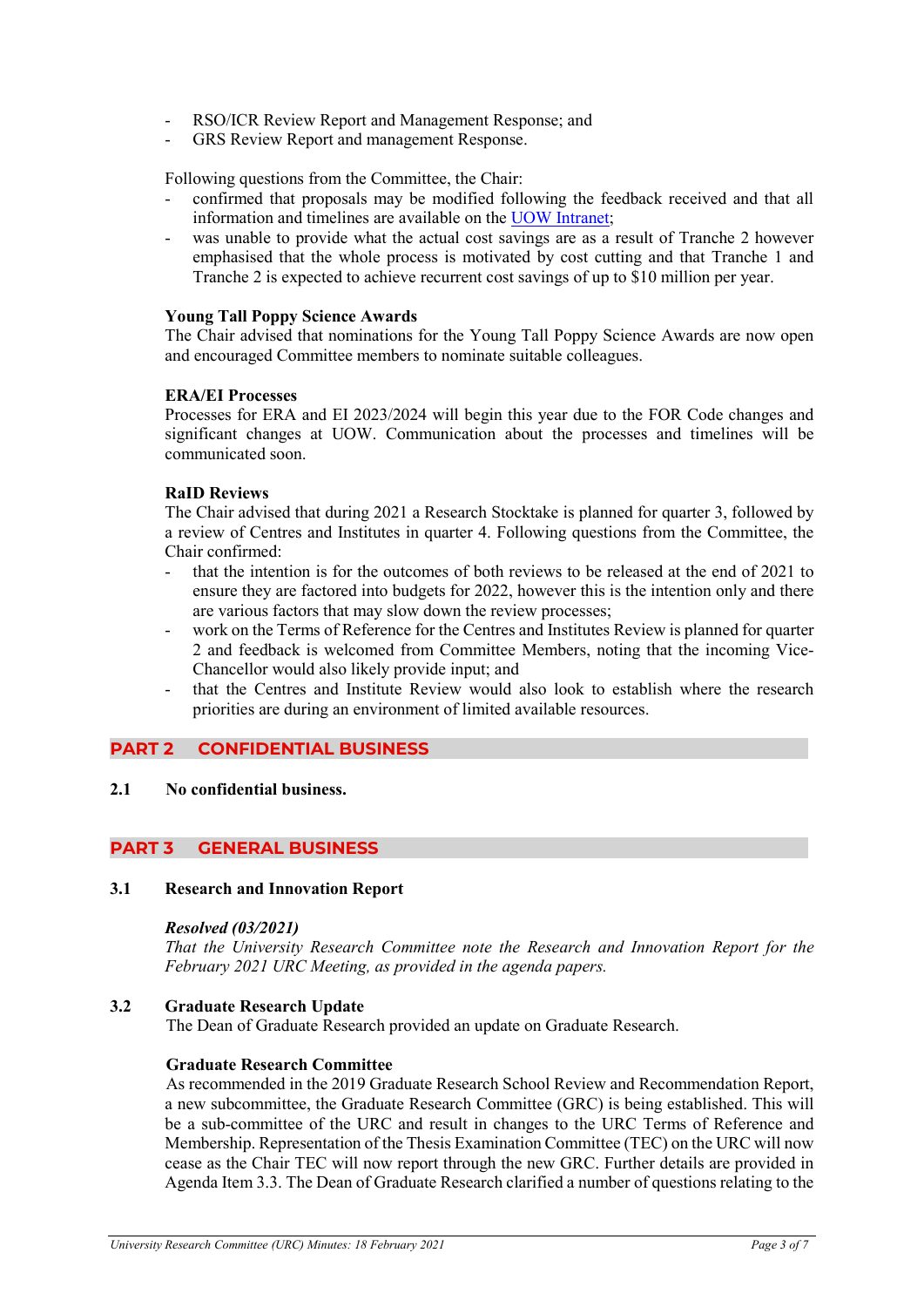- RSO/ICR Review Report and Management Response; and
- GRS Review Report and management Response.

Following questions from the Committee, the Chair:

- confirmed that proposals may be modified following the feedback received and that all information and timelines are available on the UOW Intranet;
- was unable to provide what the actual cost savings are as a result of Tranche 2 however emphasised that the whole process is motivated by cost cutting and that Tranche 1 and Tranche 2 is expected to achieve recurrent cost savings of up to $10 million per year.

**Young Tall Poppy Science Awards**
The Chair advised that nominations for the Young Tall Poppy Science Awards are now open and encouraged Committee members to nominate suitable colleagues.

**ERA/EI Processes**
Processes for ERA and EI 2023/2024 will begin this year due to the FOR Code changes and significant changes at UOW. Communication about the processes and timelines will be communicated soon.

**RaID Reviews**
The Chair advised that during 2021 a Research Stocktake is planned for quarter 3, followed by a review of Centres and Institutes in quarter 4. Following questions from the Committee, the Chair confirmed:

- that the intention is for the outcomes of both reviews to be released at the end of 2021 to ensure they are factored into budgets for 2022, however this is the intention only and there are various factors that may slow down the review processes;
- work on the Terms of Reference for the Centres and Institutes Review is planned for quarter 2 and feedback is welcomed from Committee Members, noting that the incoming Vice-Chancellor would also likely provide input; and
- that the Centres and Institute Review would also look to establish where the research priorities are during an environment of limited available resources.

## PART 2 CONFIDENTIAL BUSINESS

### 2.1 No confidential business.

## PART 3 GENERAL BUSINESS

### 3.1 Research and Innovation Report

***Resolved (03/2021)***
*That the University Research Committee note the Research and Innovation Report for the February 2021 URC Meeting, as provided in the agenda papers.*

### 3.2 Graduate Research Update

The Dean of Graduate Research provided an update on Graduate Research.

**Graduate Research Committee**
As recommended in the 2019 Graduate Research School Review and Recommendation Report, a new subcommittee, the Graduate Research Committee (GRC) is being established. This will be a sub-committee of the URC and result in changes to the URC Terms of Reference and Membership. Representation of the Thesis Examination Committee (TEC) on the URC will now cease as the Chair TEC will now report through the new GRC. Further details are provided in Agenda Item 3.3. The Dean of Graduate Research clarified a number of questions relating to the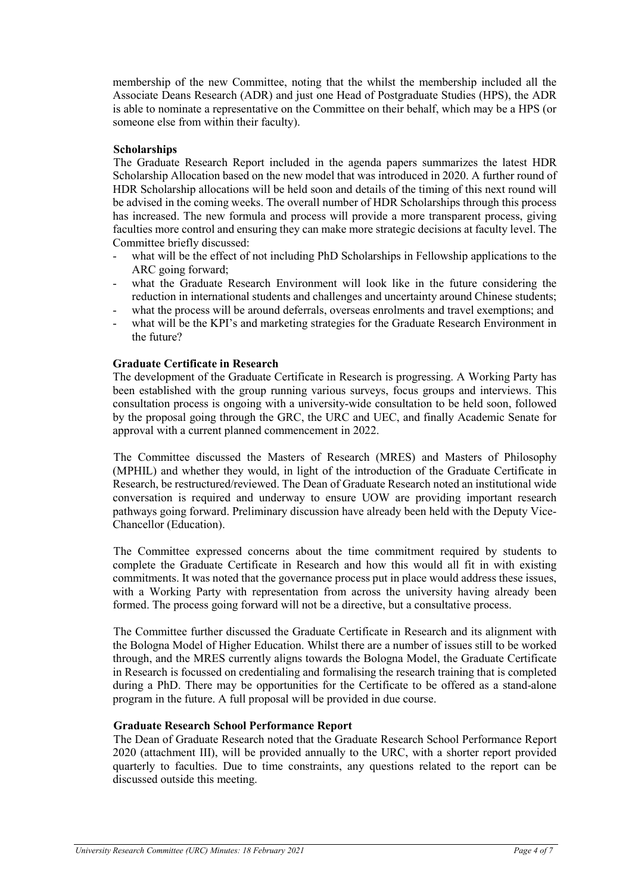membership of the new Committee, noting that the whilst the membership included all the Associate Deans Research (ADR) and just one Head of Postgraduate Studies (HPS), the ADR is able to nominate a representative on the Committee on their behalf, which may be a HPS (or someone else from within their faculty).

**Scholarships**

The Graduate Research Report included in the agenda papers summarizes the latest HDR Scholarship Allocation based on the new model that was introduced in 2020. A further round of HDR Scholarship allocations will be held soon and details of the timing of this next round will be advised in the coming weeks. The overall number of HDR Scholarships through this process has increased. The new formula and process will provide a more transparent process, giving faculties more control and ensuring they can make more strategic decisions at faculty level. The Committee briefly discussed:

- what will be the effect of not including PhD Scholarships in Fellowship applications to the ARC going forward;
- what the Graduate Research Environment will look like in the future considering the reduction in international students and challenges and uncertainty around Chinese students;
- what the process will be around deferrals, overseas enrolments and travel exemptions; and
- what will be the KPI's and marketing strategies for the Graduate Research Environment in the future?

**Graduate Certificate in Research**

The development of the Graduate Certificate in Research is progressing. A Working Party has been established with the group running various surveys, focus groups and interviews. This consultation process is ongoing with a university-wide consultation to be held soon, followed by the proposal going through the GRC, the URC and UEC, and finally Academic Senate for approval with a current planned commencement in 2022.

The Committee discussed the Masters of Research (MRES) and Masters of Philosophy (MPHIL) and whether they would, in light of the introduction of the Graduate Certificate in Research, be restructured/reviewed. The Dean of Graduate Research noted an institutional wide conversation is required and underway to ensure UOW are providing important research pathways going forward. Preliminary discussion have already been held with the Deputy Vice-Chancellor (Education).

The Committee expressed concerns about the time commitment required by students to complete the Graduate Certificate in Research and how this would all fit in with existing commitments. It was noted that the governance process put in place would address these issues, with a Working Party with representation from across the university having already been formed. The process going forward will not be a directive, but a consultative process.

The Committee further discussed the Graduate Certificate in Research and its alignment with the Bologna Model of Higher Education. Whilst there are a number of issues still to be worked through, and the MRES currently aligns towards the Bologna Model, the Graduate Certificate in Research is focussed on credentialing and formalising the research training that is completed during a PhD. There may be opportunities for the Certificate to be offered as a stand-alone program in the future. A full proposal will be provided in due course.

**Graduate Research School Performance Report**

The Dean of Graduate Research noted that the Graduate Research School Performance Report 2020 (attachment III), will be provided annually to the URC, with a shorter report provided quarterly to faculties. Due to time constraints, any questions related to the report can be discussed outside this meeting.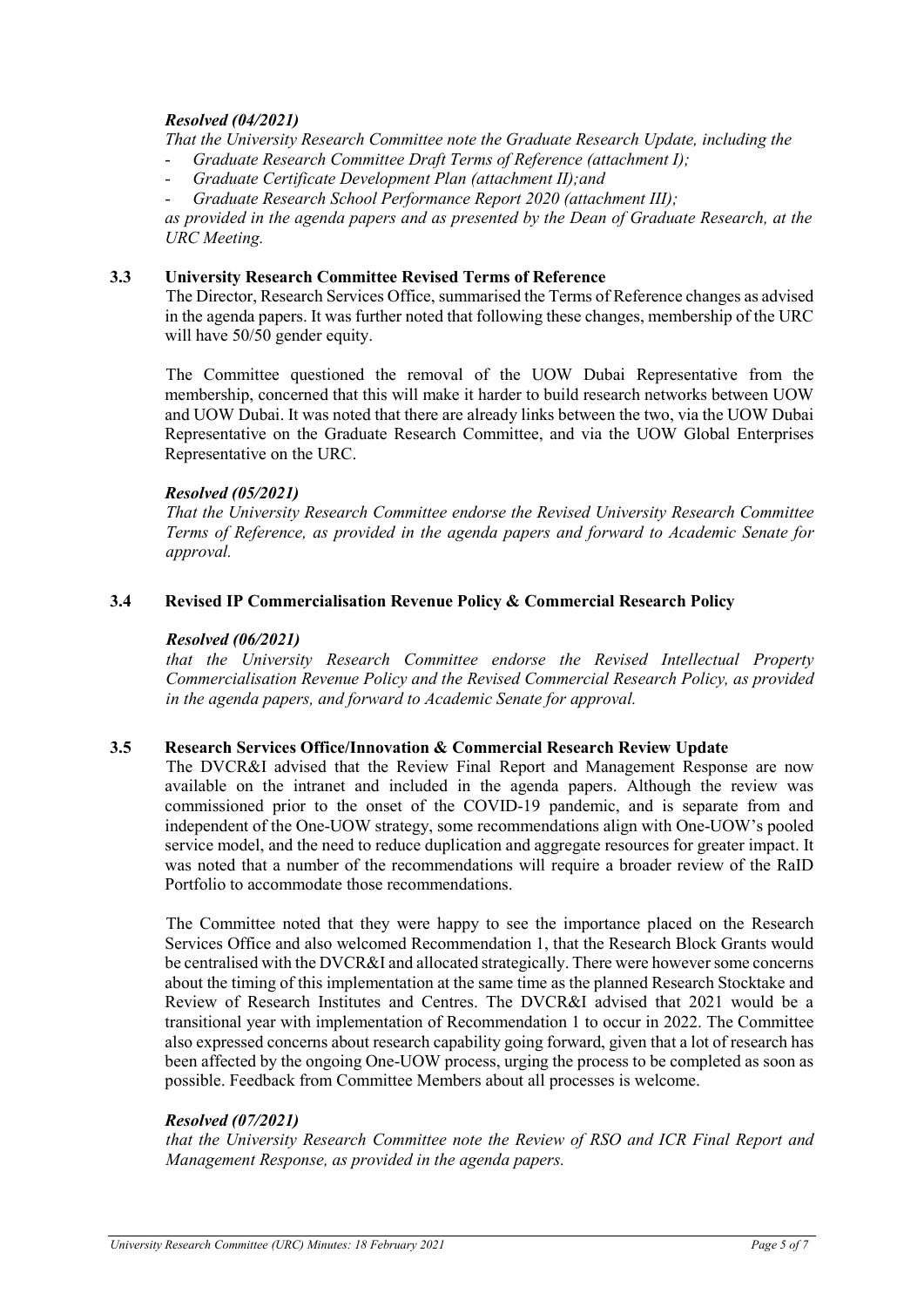***Resolved (04/2021)***

*That the University Research Committee note the Graduate Research Update, including the*

- *Graduate Research Committee Draft Terms of Reference (attachment I);*
- *Graduate Certificate Development Plan (attachment II);and*
- *Graduate Research School Performance Report 2020 (attachment III);*

*as provided in the agenda papers and as presented by the Dean of Graduate Research, at the URC Meeting.*

### 3.3 University Research Committee Revised Terms of Reference

The Director, Research Services Office, summarised the Terms of Reference changes as advised in the agenda papers. It was further noted that following these changes, membership of the URC will have 50/50 gender equity.

The Committee questioned the removal of the UOW Dubai Representative from the membership, concerned that this will make it harder to build research networks between UOW and UOW Dubai. It was noted that there are already links between the two, via the UOW Dubai Representative on the Graduate Research Committee, and via the UOW Global Enterprises Representative on the URC.

***Resolved (05/2021)***

*That the University Research Committee endorse the Revised University Research Committee Terms of Reference, as provided in the agenda papers and forward to Academic Senate for approval.*

### 3.4 Revised IP Commercialisation Revenue Policy & Commercial Research Policy

***Resolved (06/2021)***

*that the University Research Committee endorse the Revised Intellectual Property Commercialisation Revenue Policy and the Revised Commercial Research Policy, as provided in the agenda papers, and forward to Academic Senate for approval.*

### 3.5 Research Services Office/Innovation & Commercial Research Review Update

The DVCR&I advised that the Review Final Report and Management Response are now available on the intranet and included in the agenda papers. Although the review was commissioned prior to the onset of the COVID-19 pandemic, and is separate from and independent of the One-UOW strategy, some recommendations align with One-UOW's pooled service model, and the need to reduce duplication and aggregate resources for greater impact. It was noted that a number of the recommendations will require a broader review of the RaID Portfolio to accommodate those recommendations.

The Committee noted that they were happy to see the importance placed on the Research Services Office and also welcomed Recommendation 1, that the Research Block Grants would be centralised with the DVCR&I and allocated strategically. There were however some concerns about the timing of this implementation at the same time as the planned Research Stocktake and Review of Research Institutes and Centres. The DVCR&I advised that 2021 would be a transitional year with implementation of Recommendation 1 to occur in 2022. The Committee also expressed concerns about research capability going forward, given that a lot of research has been affected by the ongoing One-UOW process, urging the process to be completed as soon as possible. Feedback from Committee Members about all processes is welcome.

***Resolved (07/2021)***

*that the University Research Committee note the Review of RSO and ICR Final Report and Management Response, as provided in the agenda papers.*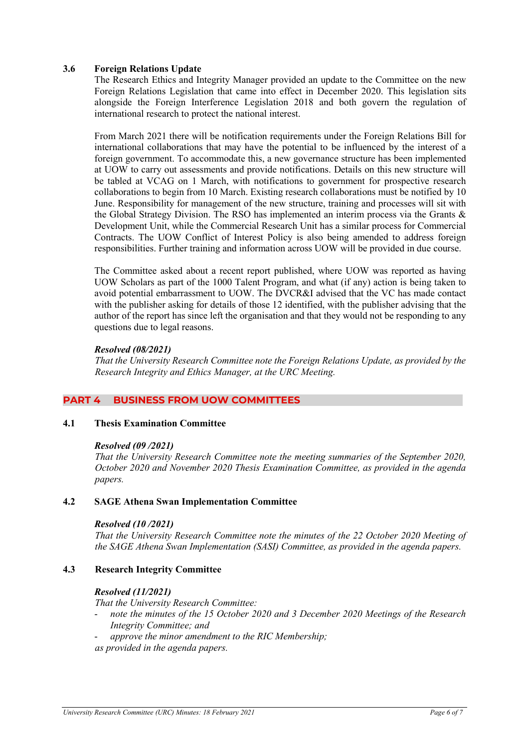### 3.6 Foreign Relations Update

The Research Ethics and Integrity Manager provided an update to the Committee on the new Foreign Relations Legislation that came into effect in December 2020. This legislation sits alongside the Foreign Interference Legislation 2018 and both govern the regulation of international research to protect the national interest.

From March 2021 there will be notification requirements under the Foreign Relations Bill for international collaborations that may have the potential to be influenced by the interest of a foreign government. To accommodate this, a new governance structure has been implemented at UOW to carry out assessments and provide notifications. Details on this new structure will be tabled at VCAG on 1 March, with notifications to government for prospective research collaborations to begin from 10 March. Existing research collaborations must be notified by 10 June. Responsibility for management of the new structure, training and processes will sit with the Global Strategy Division. The RSO has implemented an interim process via the Grants & Development Unit, while the Commercial Research Unit has a similar process for Commercial Contracts. The UOW Conflict of Interest Policy is also being amended to address foreign responsibilities. Further training and information across UOW will be provided in due course.

The Committee asked about a recent report published, where UOW was reported as having UOW Scholars as part of the 1000 Talent Program, and what (if any) action is being taken to avoid potential embarrassment to UOW. The DVCR&I advised that the VC has made contact with the publisher asking for details of those 12 identified, with the publisher advising that the author of the report has since left the organisation and that they would not be responding to any questions due to legal reasons.

***Resolved (08/2021)***
*That the University Research Committee note the Foreign Relations Update, as provided by the Research Integrity and Ethics Manager, at the URC Meeting.*

## PART 4 BUSINESS FROM UOW COMMITTEES

### 4.1 Thesis Examination Committee

***Resolved (09 /2021)***
*That the University Research Committee note the meeting summaries of the September 2020, October 2020 and November 2020 Thesis Examination Committee, as provided in the agenda papers.*

### 4.2 SAGE Athena Swan Implementation Committee

***Resolved (10 /2021)***
*That the University Research Committee note the minutes of the 22 October 2020 Meeting of the SAGE Athena Swan Implementation (SASI) Committee, as provided in the agenda papers.*

### 4.3 Research Integrity Committee

***Resolved (11/2021)***
*That the University Research Committee:*

- *note the minutes of the 15 October 2020 and 3 December 2020 Meetings of the Research Integrity Committee; and*
- *approve the minor amendment to the RIC Membership;*

*as provided in the agenda papers.*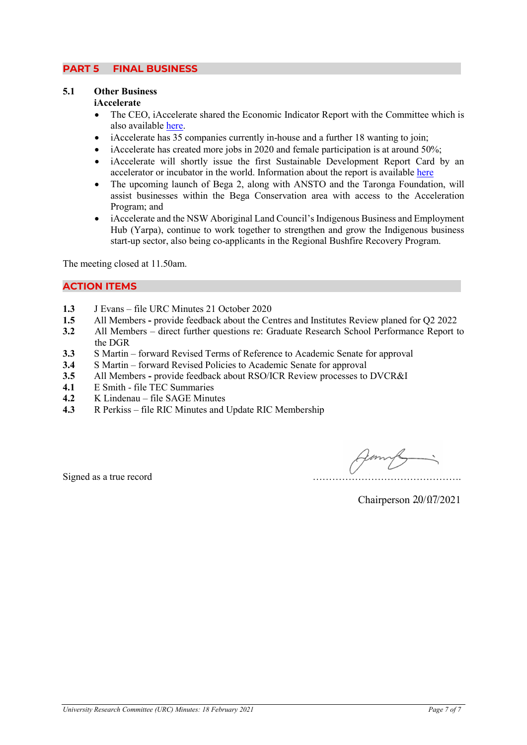## PART 5 FINAL BUSINESS

**5.1 Other Business**

**iAccelerate**

- The CEO, iAccelerate shared the Economic Indicator Report with the Committee which is also available here.
- iAccelerate has 35 companies currently in-house and a further 18 wanting to join;
- iAccelerate has created more jobs in 2020 and female participation is at around 50%;
- iAccelerate will shortly issue the first Sustainable Development Report Card by an accelerator or incubator in the world. Information about the report is available here
- The upcoming launch of Bega 2, along with ANSTO and the Taronga Foundation, will assist businesses within the Bega Conservation area with access to the Acceleration Program; and
- iAccelerate and the NSW Aboriginal Land Council's Indigenous Business and Employment Hub (Yarpa), continue to work together to strengthen and grow the Indigenous business start-up sector, also being co-applicants in the Regional Bushfire Recovery Program.

The meeting closed at 11.50am.

## ACTION ITEMS

**1.3** J Evans – file URC Minutes 21 October 2020

**1.5** All Members **-** provide feedback about the Centres and Institutes Review planed for Q2 2022

**3.2** All Members – direct further questions re: Graduate Research School Performance Report to the DGR

**3.3** S Martin – forward Revised Terms of Reference to Academic Senate for approval

**3.4** S Martin – forward Revised Policies to Academic Senate for approval

**3.5** All Members **-** provide feedback about RSO/ICR Review processes to DVCR&I

**4.1** E Smith - file TEC Summaries

**4.2** K Lindenau – file SAGE Minutes

**4.3** R Perkiss – file RIC Minutes and Update RIC Membership

Signed as a true record ..............................................

Chairperson 20/07/2021